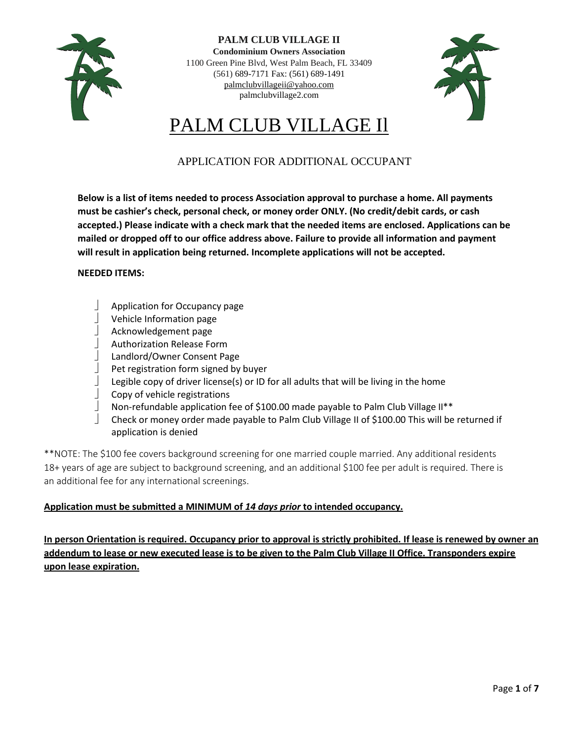**PALM CLUB VILLAGE II**
**Condominium Owners Association**
1100 Green Pine Blvd, West Palm Beach, FL 33409
(561) 689-7171 Fax: (561) 689-1491
palmclubvillageii@yahoo.com
palmclubvillage2.com

# PALM CLUB VILLAGE Il

## APPLICATION FOR ADDITIONAL OCCUPANT

**Below is a list of items needed to process Association approval to purchase a home. All payments must be cashier's check, personal check, or money order ONLY. (No credit/debit cards, or cash accepted.) Please indicate with a check mark that the needed items are enclosed. Applications can be mailed or dropped off to our office address above. Failure to provide all information and payment will result in application being returned. Incomplete applications will not be accepted.**

**NEEDED ITEMS:**

- ☐ Application for Occupancy page
- ☐ Vehicle Information page
- ☐ Acknowledgement page
- ☐ Authorization Release Form
- ☐ Landlord/Owner Consent Page
- ☐ Pet registration form signed by buyer
- ☐ Legible copy of driver license(s) or ID for all adults that will be living in the home
- ☐ Copy of vehicle registrations
- ☐ Non-refundable application fee of $100.00 made payable to Palm Club Village II**
- ☐ Check or money order made payable to Palm Club Village II of $100.00 This will be returned if application is denied

**NOTE: The $100 fee covers background screening for one married couple married. Any additional residents 18+ years of age are subject to background screening, and an additional $100 fee per adult is required. There is an additional fee for any international screenings.

**Application must be submitted a MINIMUM of *14 days prior* to intended occupancy.**

**In person Orientation is required. Occupancy prior to approval is strictly prohibited. If lease is renewed by owner an addendum to lease or new executed lease is to be given to the Palm Club Village II Office. Transponders expire upon lease expiration.**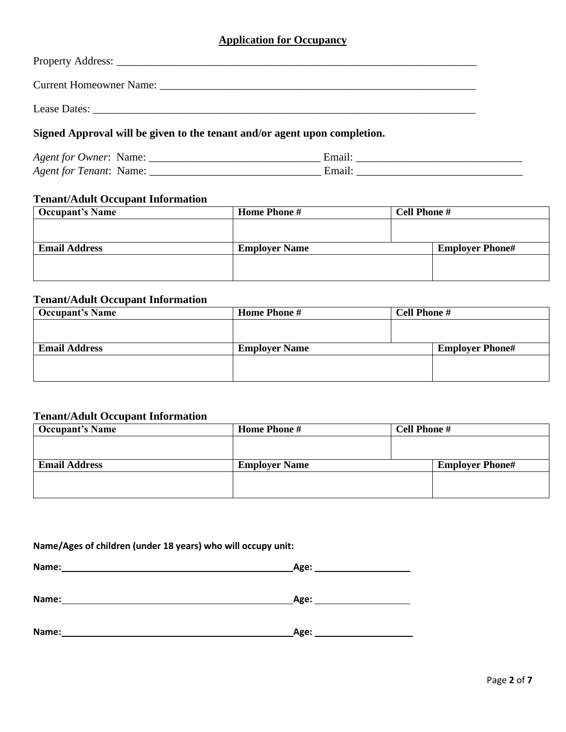## Application for Occupancy

Property Address: ______________________________________________________________________

Current Homeowner Name: ____________________________________________________________

Lease Dates: __________________________________________________________________________

**Signed Approval will be given to the tenant and/or agent upon completion.**

*Agent for Owner*: Name: _______________________________ Email: ______________________________
*Agent for Tenant*: Name: _______________________________ Email: ______________________________

### Tenant/Adult Occupant Information

| Occupant's Name | Home Phone # | Cell Phone # | |
|---|---|---|---|
| | | | |
| **Email Address** | **Employer Name** | | **Employer Phone#** |
| | | | |

### Tenant/Adult Occupant Information

| Occupant's Name | Home Phone # | Cell Phone # | |
|---|---|---|---|
| | | | |
| **Email Address** | **Employer Name** | | **Employer Phone#** |
| | | | |

### Tenant/Adult Occupant Information

| Occupant's Name | Home Phone # | Cell Phone # | |
|---|---|---|---|
| | | | |
| **Email Address** | **Employer Name** | | **Employer Phone#** |
| | | | |

**Name/Ages of children (under 18 years) who will occupy unit:**

**Name:** ________________________________________________ **Age:** ____________________

**Name:** ________________________________________________ **Age:** ____________________

**Name:** ________________________________________________ **Age:** ____________________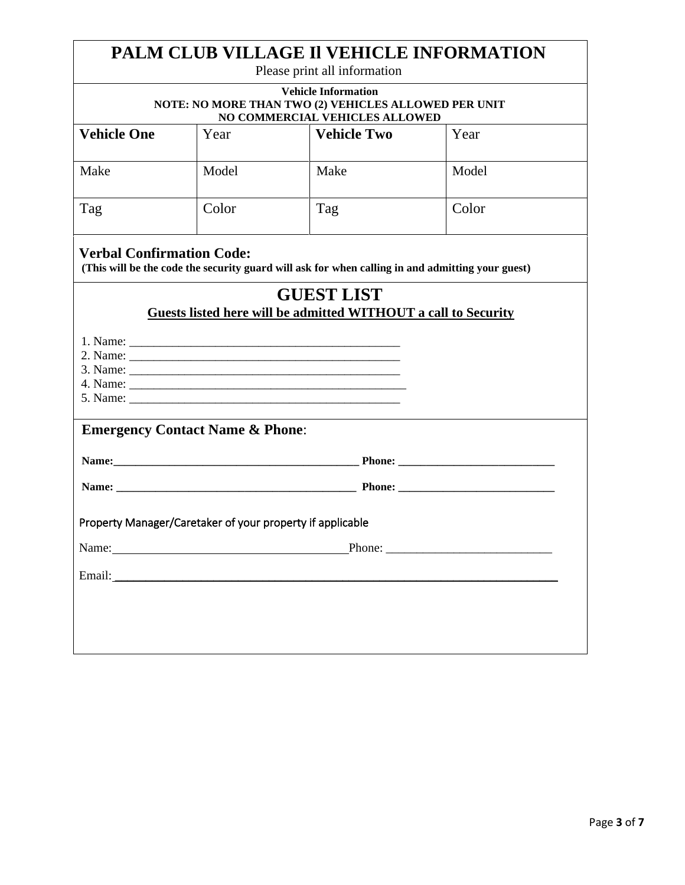# PALM CLUB VILLAGE Il VEHICLE INFORMATION

Please print all information

**Vehicle Information**
**NOTE: NO MORE THAN TWO (2) VEHICLES ALLOWED PER UNIT**
**NO COMMERCIAL VEHICLES ALLOWED**

| **Vehicle One** | Year | **Vehicle Two** | Year |
|---|---|---|---|
| Make | Model | Make | Model |
| Tag | Color | Tag | Color |

**Verbal Confirmation Code:**
**(This will be the code the security guard will ask for when calling in and admitting your guest)**

## GUEST LIST

**Guests listed here will be admitted WITHOUT a call to Security**

1. Name: ______________________________________________
2. Name: ______________________________________________
3. Name: ______________________________________________
4. Name: ______________________________________________
5. Name: ______________________________________________

**Emergency Contact Name & Phone**:

**Name:_____________________________________________ Phone: ____________________________**

**Name: _____________________________________________ Phone: ____________________________**

Property Manager/Caretaker of your property if applicable

Name:________________________________________Phone: ___________________________

Email:_____________________________________________________________________________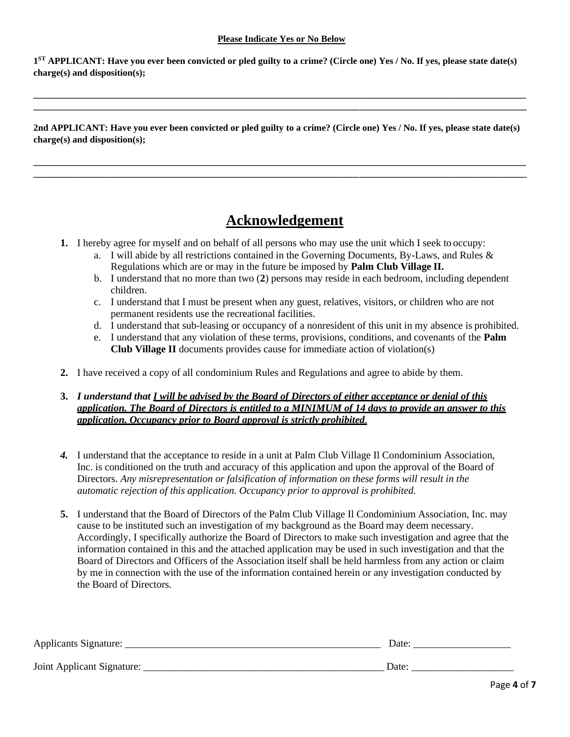**Please Indicate Yes or No Below**

**1ST APPLICANT: Have you ever been convicted or pled guilty to a crime? (Circle one) Yes / No. If yes, please state date(s) charge(s) and disposition(s);**

_______________________________________________________________________________________________

_______________________________________________________________________________________________

**2nd APPLICANT: Have you ever been convicted or pled guilty to a crime? (Circle one) Yes / No. If yes, please state date(s) charge(s) and disposition(s);**

_______________________________________________________________________________________________

_______________________________________________________________________________________________

# Acknowledgement

1. I hereby agree for myself and on behalf of all persons who may use the unit which I seek to occupy:
   a. I will abide by all restrictions contained in the Governing Documents, By-Laws, and Rules & Regulations which are or may in the future be imposed by **Palm Club Village II.**
   b. I understand that no more than two (**2**) persons may reside in each bedroom, including dependent children.
   c. I understand that I must be present when any guest, relatives, visitors, or children who are not permanent residents use the recreational facilities.
   d. I understand that sub-leasing or occupancy of a nonresident of this unit in my absence is prohibited.
   e. I understand that any violation of these terms, provisions, conditions, and covenants of the **Palm Club Village II** documents provides cause for immediate action of violation(s)

2. I have received a copy of all condominium Rules and Regulations and agree to abide by them.

3. ***I understand that <u>I will be advised by the Board of Directors of either acceptance or denial of this application. The Board of Directors is entitled to a MINIMUM of 14 days to provide an answer to this application. Occupancy prior to Board approval is strictly prohibited</u>.***

4. I understand that the acceptance to reside in a unit at Palm Club Village Il Condominium Association, Inc. is conditioned on the truth and accuracy of this application and upon the approval of the Board of Directors. *Any misrepresentation or falsification of information on these forms will result in the automatic rejection of this application. Occupancy prior to approval is prohibited.*

5. I understand that the Board of Directors of the Palm Club Village Il Condominium Association, Inc. may cause to be instituted such an investigation of my background as the Board may deem necessary. Accordingly, I specifically authorize the Board of Directors to make such investigation and agree that the information contained in this and the attached application may be used in such investigation and that the Board of Directors and Officers of the Association itself shall be held harmless from any action or claim by me in connection with the use of the information contained herein or any investigation conducted by the Board of Directors.

Applicants Signature: ____________________________________________________ Date: ___________________

Joint Applicant Signature: ________________________________________________ Date: ____________________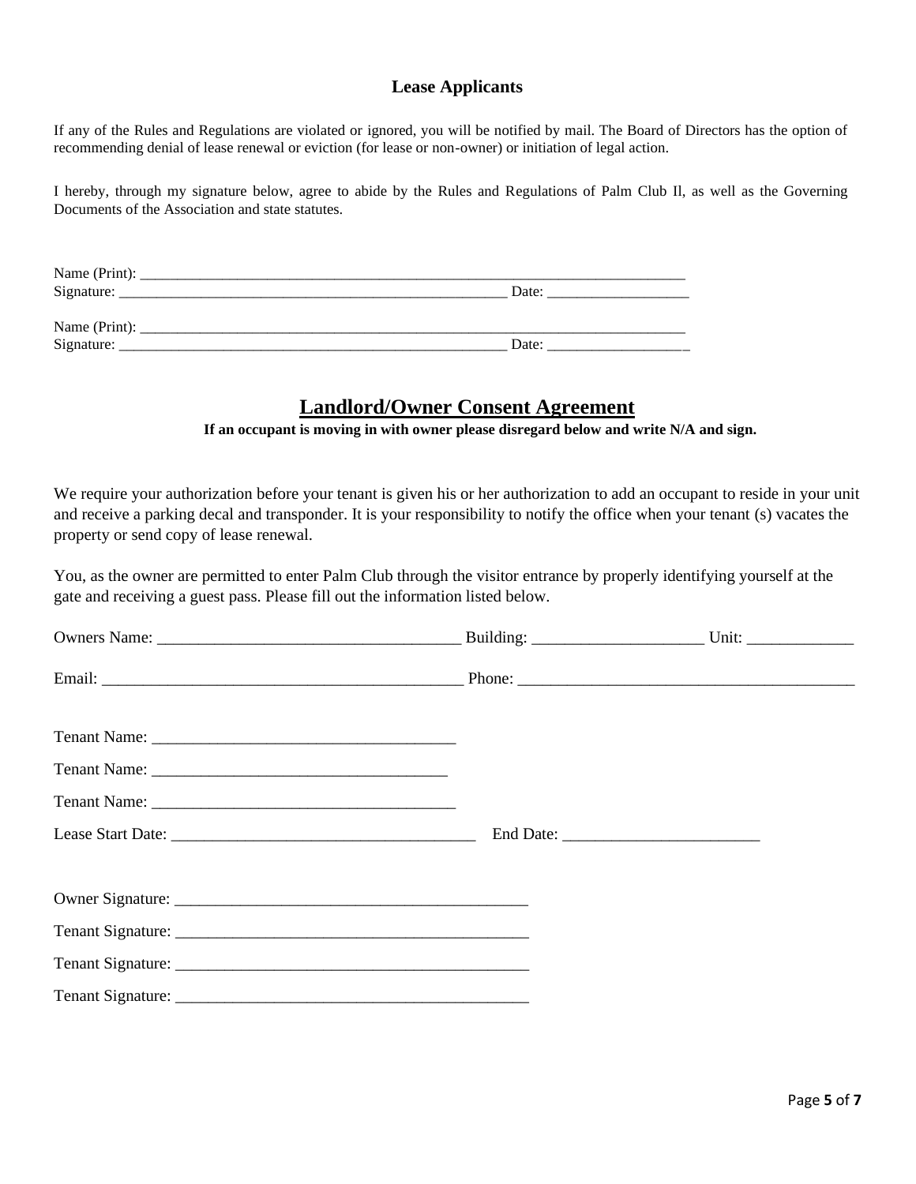### Lease Applicants

If any of the Rules and Regulations are violated or ignored, you will be notified by mail. The Board of Directors has the option of recommending denial of lease renewal or eviction (for lease or non-owner) or initiation of legal action.

I hereby, through my signature below, agree to abide by the Rules and Regulations of Palm Club Il, as well as the Governing Documents of the Association and state statutes.

Name (Print): ______________________________________________________________________________
Signature: _______________________________________________________ Date: ____________________

Name (Print): ______________________________________________________________________________
Signature: _______________________________________________________ Date: ____________________

## **Landlord/Owner Consent Agreement**

**If an occupant is moving in with owner please disregard below and write N/A and sign.**

We require your authorization before your tenant is given his or her authorization to add an occupant to reside in your unit and receive a parking decal and transponder. It is your responsibility to notify the office when your tenant (s) vacates the property or send copy of lease renewal.

You, as the owner are permitted to enter Palm Club through the visitor entrance by properly identifying yourself at the gate and receiving a guest pass. Please fill out the information listed below.

Owners Name: _____________________________________ Building: _____________________ Unit: _____________

Email: _____________________________________________ Phone: __________________________________________

Tenant Name: _____________________________________

Tenant Name: ____________________________________

Tenant Name: _____________________________________

Lease Start Date: _____________________________________ End Date: ________________________

Owner Signature: ___________________________________________

Tenant Signature: ___________________________________________

Tenant Signature: ___________________________________________

Tenant Signature: ___________________________________________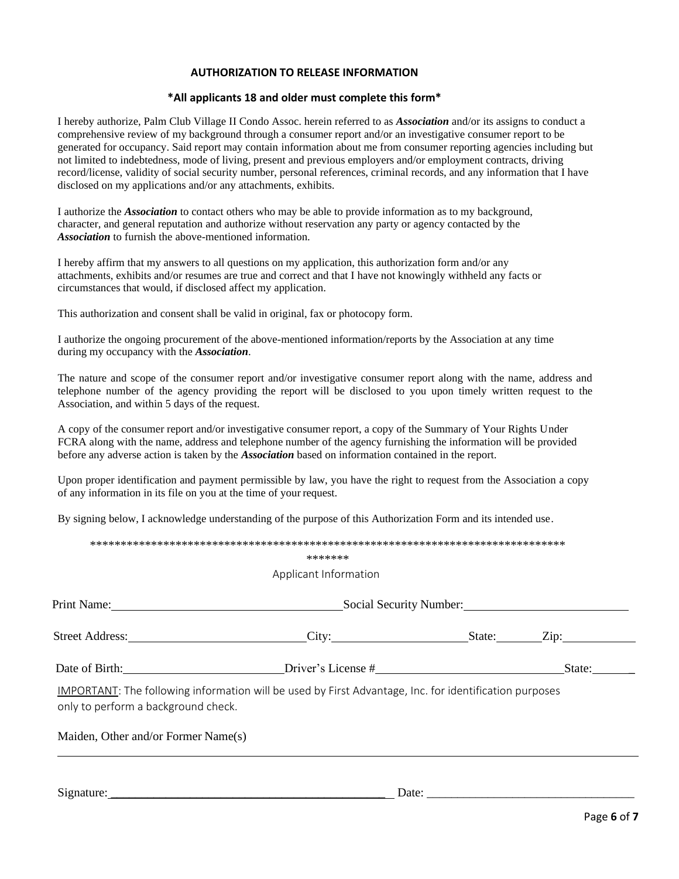# AUTHORIZATION TO RELEASE INFORMATION

**\*All applicants 18 and older must complete this form\***

I hereby authorize, Palm Club Village II Condo Assoc. herein referred to as ***Association*** and/or its assigns to conduct a comprehensive review of my background through a consumer report and/or an investigative consumer report to be generated for occupancy. Said report may contain information about me from consumer reporting agencies including but not limited to indebtedness, mode of living, present and previous employers and/or employment contracts, driving record/license, validity of social security number, personal references, criminal records, and any information that I have disclosed on my applications and/or any attachments, exhibits.

I authorize the ***Association*** to contact others who may be able to provide information as to my background, character, and general reputation and authorize without reservation any party or agency contacted by the ***Association*** to furnish the above-mentioned information.

I hereby affirm that my answers to all questions on my application, this authorization form and/or any attachments, exhibits and/or resumes are true and correct and that I have not knowingly withheld any facts or circumstances that would, if disclosed affect my application.

This authorization and consent shall be valid in original, fax or photocopy form.

I authorize the ongoing procurement of the above-mentioned information/reports by the Association at any time during my occupancy with the ***Association***.

The nature and scope of the consumer report and/or investigative consumer report along with the name, address and telephone number of the agency providing the report will be disclosed to you upon timely written request to the Association, and within 5 days of the request.

A copy of the consumer report and/or investigative consumer report, a copy of the Summary of Your Rights Under FCRA along with the name, address and telephone number of the agency furnishing the information will be provided before any adverse action is taken by the ***Association*** based on information contained in the report.

Upon proper identification and payment permissible by law, you have the right to request from the Association a copy of any information in its file on you at the time of your request.

By signing below, I acknowledge understanding of the purpose of this Authorization Form and its intended use.

\*\*\*\*\*\*\*\*\*\*\*\*\*\*\*\*\*\*\*\*\*\*\*\*\*\*\*\*\*\*\*\*\*\*\*\*\*\*\*\*\*\*\*\*\*\*\*\*\*\*\*\*\*\*\*\*\*\*\*\*\*\*\*\*\*\*\*\*\*\*\*\*\*\*\*\*\*\*\*\*\*\*\*\*\*

Applicant Information

Print Name:\_\_\_\_\_\_\_\_\_\_\_\_\_\_\_\_\_\_\_\_\_\_\_\_\_\_\_\_ Social Security Number:\_\_\_\_\_\_\_\_\_\_\_\_\_\_\_\_\_\_\_\_\_\_

Street Address:\_\_\_\_\_\_\_\_\_\_\_\_\_\_\_\_\_\_\_\_\_\_ City:\_\_\_\_\_\_\_\_\_\_\_\_\_\_\_\_\_ State:\_\_\_\_\_\_ Zip:\_\_\_\_\_\_\_\_\_

Date of Birth:\_\_\_\_\_\_\_\_\_\_\_\_\_\_\_\_\_\_\_\_ Driver's License #\_\_\_\_\_\_\_\_\_\_\_\_\_\_\_\_\_\_\_\_\_\_\_\_ State:\_\_\_\_\_\_

<u>IMPORTANT</u>: The following information will be used by First Advantage, Inc. for identification purposes only to perform a background check.

Maiden, Other and/or Former Name(s)

\_\_\_\_\_\_\_\_\_\_\_\_\_\_\_\_\_\_\_\_\_\_\_\_\_\_\_\_\_\_\_\_\_\_\_\_\_\_\_\_\_\_\_\_\_\_\_\_\_\_\_\_\_\_\_\_\_\_\_\_\_\_\_\_\_\_\_\_\_\_\_\_\_\_\_\_

Signature:\_\_\_\_\_\_\_\_\_\_\_\_\_\_\_\_\_\_\_\_\_\_\_\_\_\_\_\_\_\_\_\_\_\_\_\_\_\_ Date: \_\_\_\_\_\_\_\_\_\_\_\_\_\_\_\_\_\_\_\_\_\_\_\_\_\_\_\_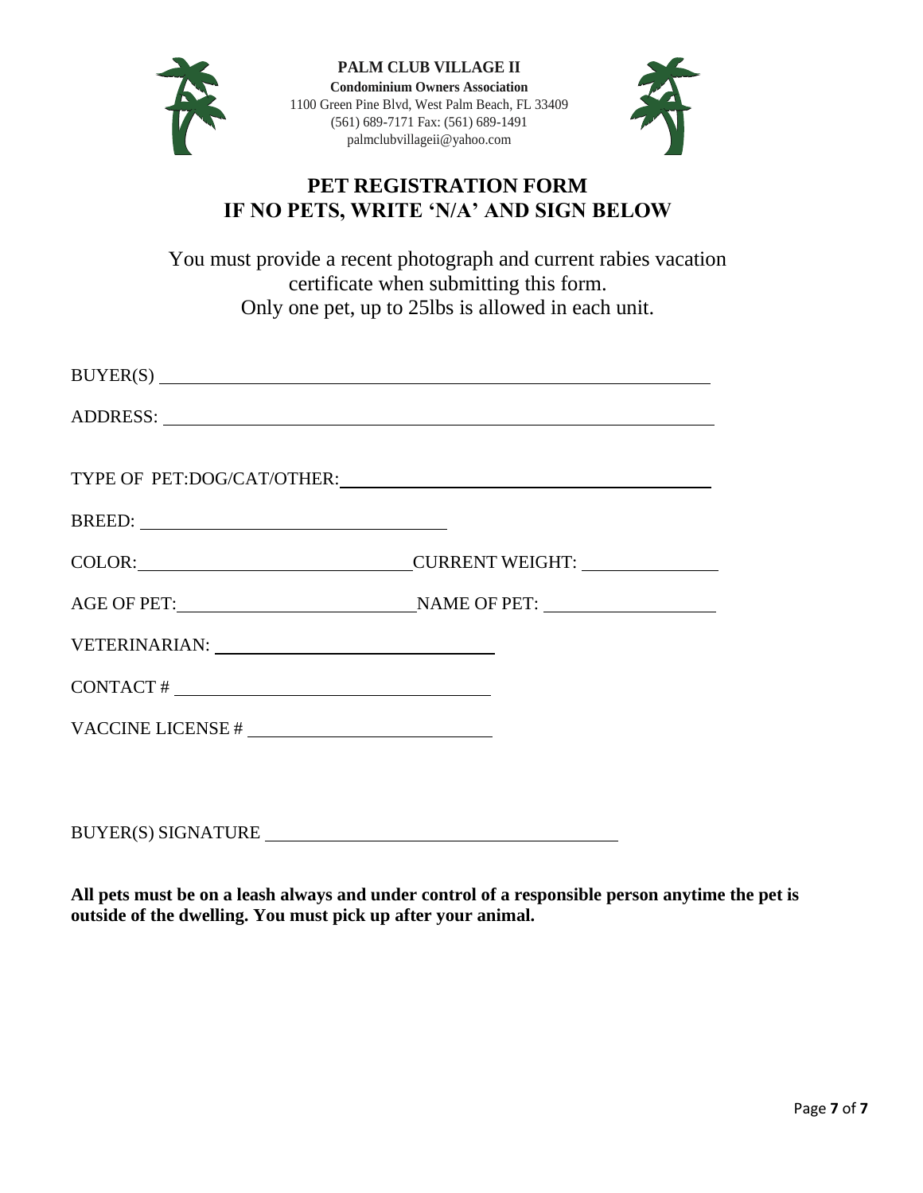**PALM CLUB VILLAGE II**
**Condominium Owners Association**
1100 Green Pine Blvd, West Palm Beach, FL 33409
(561) 689-7171 Fax: (561) 689-1491
palmclubvillageii@yahoo.com

# PET REGISTRATION FORM
# IF NO PETS, WRITE 'N/A' AND SIGN BELOW

You must provide a recent photograph and current rabies vacation certificate when submitting this form.
Only one pet, up to 25lbs is allowed in each unit.

BUYER(S) ______________________________

ADDRESS: ______________________________

TYPE OF PET:DOG/CAT/OTHER: ______________________________

BREED: ______________________________

COLOR: ______________________________ CURRENT WEIGHT: ______________________________

AGE OF PET: ______________________________ NAME OF PET: ______________________________

VETERINARIAN: ______________________________

CONTACT # ______________________________

VACCINE LICENSE # ______________________________

BUYER(S) SIGNATURE ______________________________

**All pets must be on a leash always and under control of a responsible person anytime the pet is outside of the dwelling. You must pick up after your animal.**